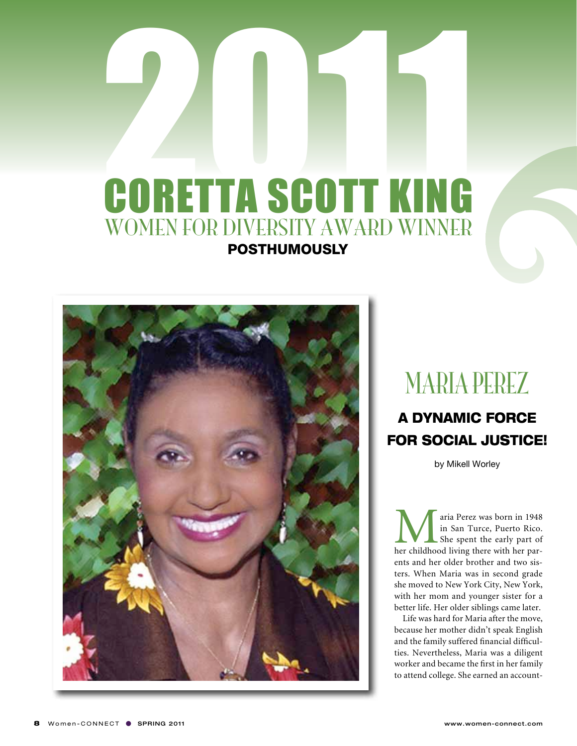# 2011

# CORETTA SCOTT KING

## WOMEN FOR DIVERSITY AWARD WINNER

**POSTHUMOUSLY**

# MARIA PEREZ

## A DYNAMIC FORCE FOR SOCIAL JUSTICE!

by Mikell Worley

Maria Perez was born in 1948 in San Turce, Puerto Rico. She spent the early part of her childhood living there with her parents and her older brother and two sisters. When Maria was in second grade she moved to New York City, New York, with her mom and younger sister for a better life. Her older siblings came later.

Life was hard for Maria after the move, because her mother didn't speak English and the family suffered financial difficulties. Nevertheless, Maria was a diligent worker and became the first in her family to attend college. She earned an account-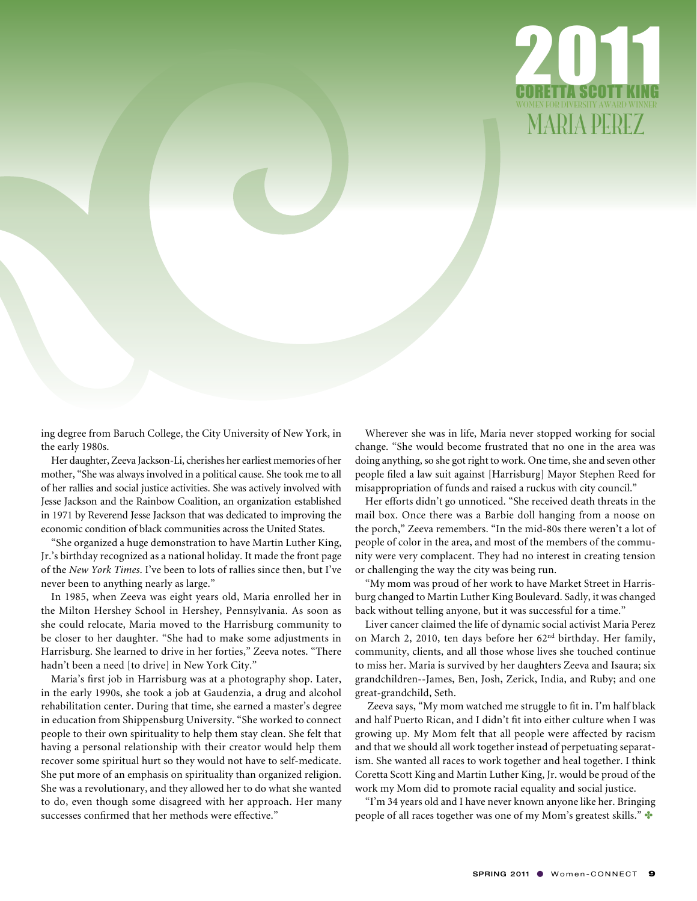# 2011

## CORETTA SCOTT KING

WOMEN FOR DIVERSITY AWARD WINNER

## MARIA PEREZ

ing degree from Baruch College, the City University of New York, in the early 1980s.

Her daughter, Zeeva Jackson-Li, cherishes her earliest memories of her mother, "She was always involved in a political cause. She took me to all of her rallies and social justice activities. She was actively involved with Jesse Jackson and the Rainbow Coalition, an organization established in 1971 by Reverend Jesse Jackson that was dedicated to improving the economic condition of black communities across the United States.

"She organized a huge demonstration to have Martin Luther King, Jr.'s birthday recognized as a national holiday. It made the front page of the *New York Times*. I've been to lots of rallies since then, but I've never been to anything nearly as large."

In 1985, when Zeeva was eight years old, Maria enrolled her in the Milton Hershey School in Hershey, Pennsylvania. As soon as she could relocate, Maria moved to the Harrisburg community to be closer to her daughter. "She had to make some adjustments in Harrisburg. She learned to drive in her forties," Zeeva notes. "There hadn't been a need [to drive] in New York City."

Maria's first job in Harrisburg was at a photography shop. Later, in the early 1990s, she took a job at Gaudenzia, a drug and alcohol rehabilitation center. During that time, she earned a master's degree in education from Shippensburg University. "She worked to connect people to their own spirituality to help them stay clean. She felt that having a personal relationship with their creator would help them recover some spiritual hurt so they would not have to self-medicate. She put more of an emphasis on spirituality than organized religion. She was a revolutionary, and they allowed her to do what she wanted to do, even though some disagreed with her approach. Her many successes confirmed that her methods were effective."

Wherever she was in life, Maria never stopped working for social change. "She would become frustrated that no one in the area was doing anything, so she got right to work. One time, she and seven other people filed a law suit against [Harrisburg] Mayor Stephen Reed for misappropriation of funds and raised a ruckus with city council."

Her efforts didn't go unnoticed. "She received death threats in the mail box. Once there was a Barbie doll hanging from a noose on the porch," Zeeva remembers. "In the mid-80s there weren't a lot of people of color in the area, and most of the members of the community were very complacent. They had no interest in creating tension or challenging the way the city was being run.

"My mom was proud of her work to have Market Street in Harrisburg changed to Martin Luther King Boulevard. Sadly, it was changed back without telling anyone, but it was successful for a time."

Liver cancer claimed the life of dynamic social activist Maria Perez on March 2, 2010, ten days before her 62nd birthday. Her family, community, clients, and all those whose lives she touched continue to miss her. Maria is survived by her daughters Zeeva and Isaura; six grandchildren--James, Ben, Josh, Zerick, India, and Ruby; and one great-grandchild, Seth.

Zeeva says, "My mom watched me struggle to fit in. I'm half black and half Puerto Rican, and I didn't fit into either culture when I was growing up. My Mom felt that all people were affected by racism and that we should all work together instead of perpetuating separatism. She wanted all races to work together and heal together. I think Coretta Scott King and Martin Luther King, Jr. would be proud of the work my Mom did to promote racial equality and social justice.

"I'm 34 years old and I have never known anyone like her. Bringing people of all races together was one of my Mom's greatest skills." ✤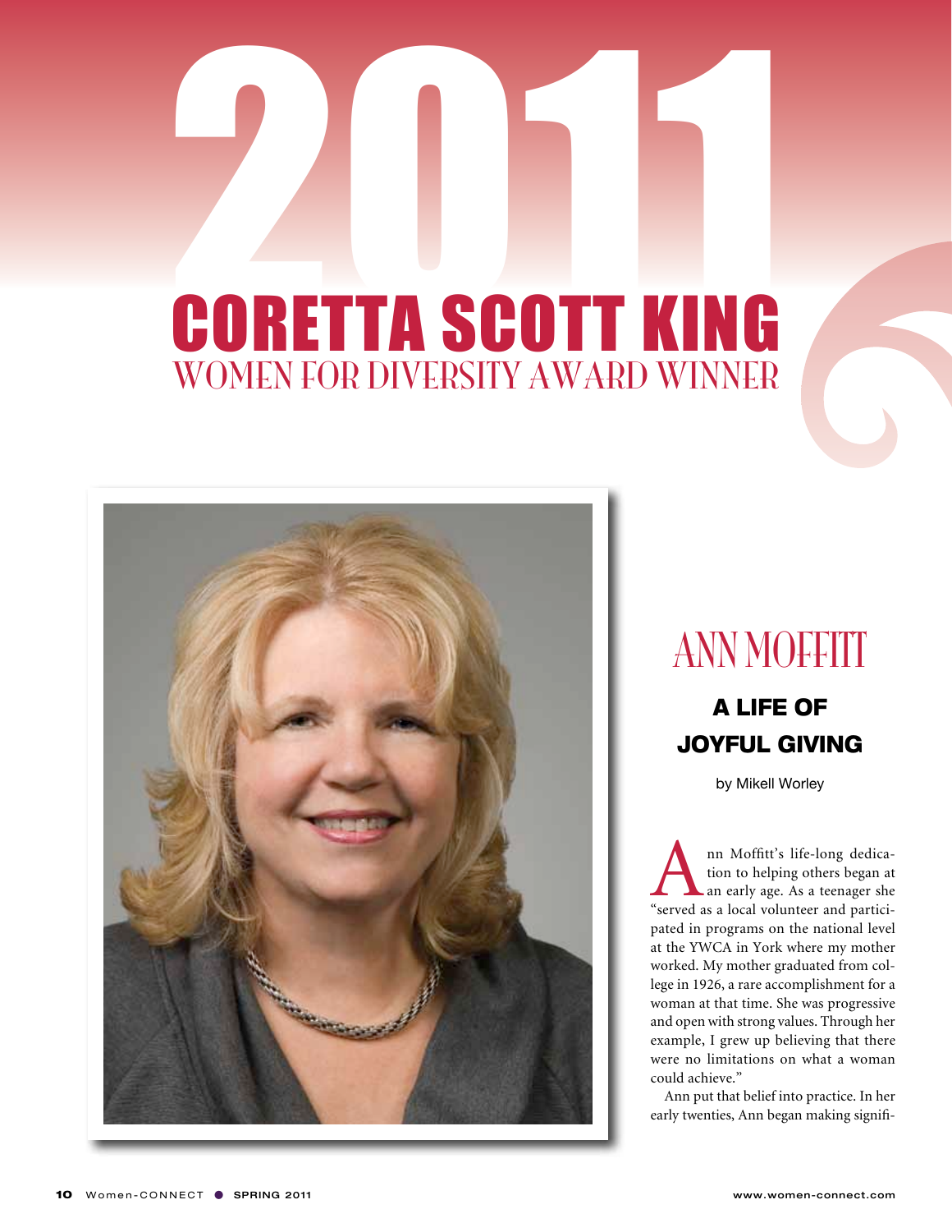# 2011 CORETTA SCOTT KING WOMEN FOR DIVERSITY AWARD WINNER

## ANN MOFFITT

### A LIFE OF JOYFUL GIVING

by Mikell Worley

Ann Moffitt's life-long dedication to helping others began at an early age. As a teenager she "served as a local volunteer and participated in programs on the national level at the YWCA in York where my mother worked. My mother graduated from college in 1926, a rare accomplishment for a woman at that time. She was progressive and open with strong values. Through her example, I grew up believing that there were no limitations on what a woman could achieve."

Ann put that belief into practice. In her early twenties, Ann began making signifi-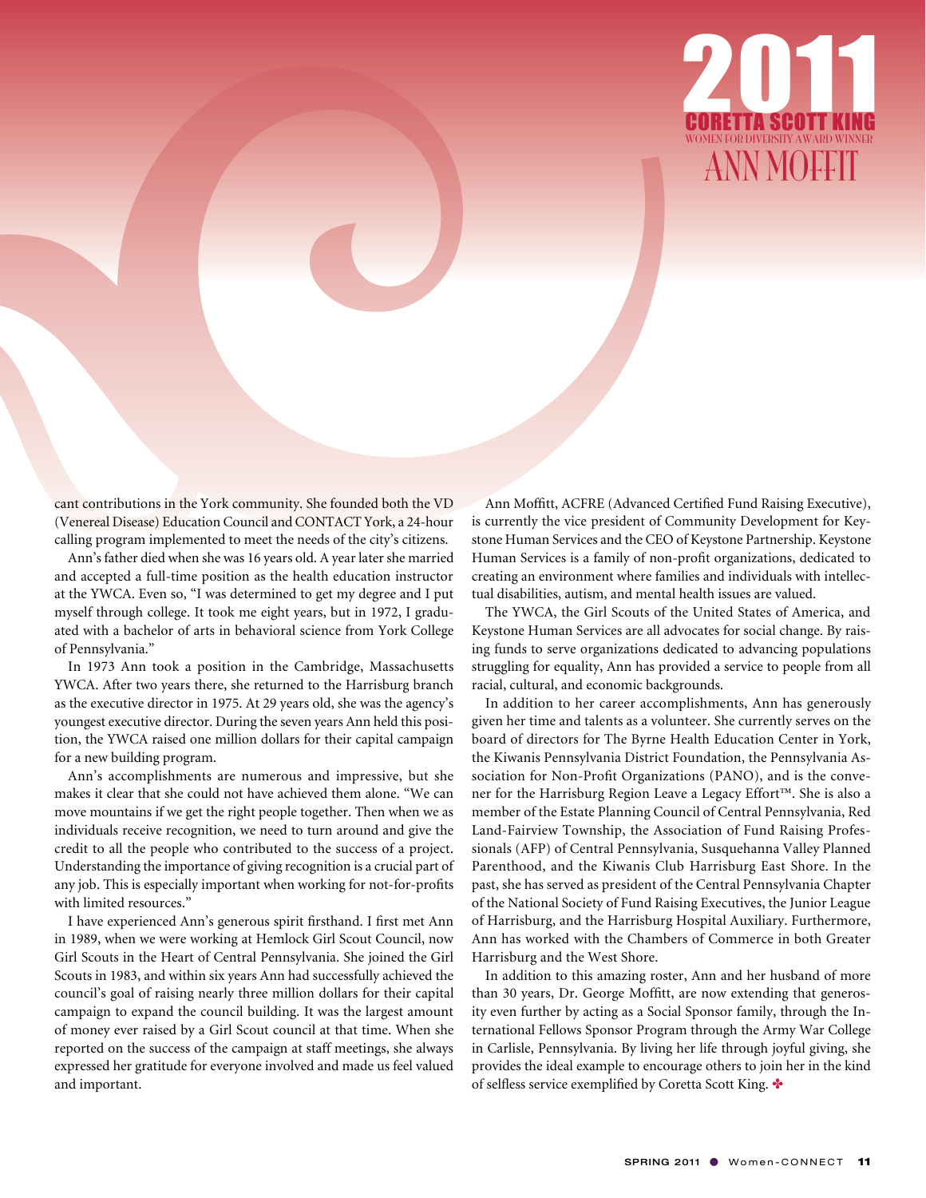# 2011

## CORETTA SCOTT KING

WOMEN FOR DIVERSITY AWARD WINNER

## ANN MOFFIT

cant contributions in the York community. She founded both the VD (Venereal Disease) Education Council and CONTACT York, a 24-hour calling program implemented to meet the needs of the city's citizens.

Ann's father died when she was 16 years old. A year later she married and accepted a full-time position as the health education instructor at the YWCA. Even so, "I was determined to get my degree and I put myself through college. It took me eight years, but in 1972, I graduated with a bachelor of arts in behavioral science from York College of Pennsylvania."

In 1973 Ann took a position in the Cambridge, Massachusetts YWCA. After two years there, she returned to the Harrisburg branch as the executive director in 1975. At 29 years old, she was the agency's youngest executive director. During the seven years Ann held this position, the YWCA raised one million dollars for their capital campaign for a new building program.

Ann's accomplishments are numerous and impressive, but she makes it clear that she could not have achieved them alone. "We can move mountains if we get the right people together. Then when we as individuals receive recognition, we need to turn around and give the credit to all the people who contributed to the success of a project. Understanding the importance of giving recognition is a crucial part of any job. This is especially important when working for not-for-profits with limited resources."

I have experienced Ann's generous spirit firsthand. I first met Ann in 1989, when we were working at Hemlock Girl Scout Council, now Girl Scouts in the Heart of Central Pennsylvania. She joined the Girl Scouts in 1983, and within six years Ann had successfully achieved the council's goal of raising nearly three million dollars for their capital campaign to expand the council building. It was the largest amount of money ever raised by a Girl Scout council at that time. When she reported on the success of the campaign at staff meetings, she always expressed her gratitude for everyone involved and made us feel valued and important.

Ann Moffitt, ACFRE (Advanced Certified Fund Raising Executive), is currently the vice president of Community Development for Keystone Human Services and the CEO of Keystone Partnership. Keystone Human Services is a family of non-profit organizations, dedicated to creating an environment where families and individuals with intellectual disabilities, autism, and mental health issues are valued.

The YWCA, the Girl Scouts of the United States of America, and Keystone Human Services are all advocates for social change. By raising funds to serve organizations dedicated to advancing populations struggling for equality, Ann has provided a service to people from all racial, cultural, and economic backgrounds.

In addition to her career accomplishments, Ann has generously given her time and talents as a volunteer. She currently serves on the board of directors for The Byrne Health Education Center in York, the Kiwanis Pennsylvania District Foundation, the Pennsylvania Association for Non-Profit Organizations (PANO), and is the convener for the Harrisburg Region Leave a Legacy Effort™. She is also a member of the Estate Planning Council of Central Pennsylvania, Red Land-Fairview Township, the Association of Fund Raising Professionals (AFP) of Central Pennsylvania, Susquehanna Valley Planned Parenthood, and the Kiwanis Club Harrisburg East Shore. In the past, she has served as president of the Central Pennsylvania Chapter of the National Society of Fund Raising Executives, the Junior League of Harrisburg, and the Harrisburg Hospital Auxiliary. Furthermore, Ann has worked with the Chambers of Commerce in both Greater Harrisburg and the West Shore.

In addition to this amazing roster, Ann and her husband of more than 30 years, Dr. George Moffitt, are now extending that generosity even further by acting as a Social Sponsor family, through the International Fellows Sponsor Program through the Army War College in Carlisle, Pennsylvania. By living her life through joyful giving, she provides the ideal example to encourage others to join her in the kind of selfless service exemplified by Coretta Scott King. ✤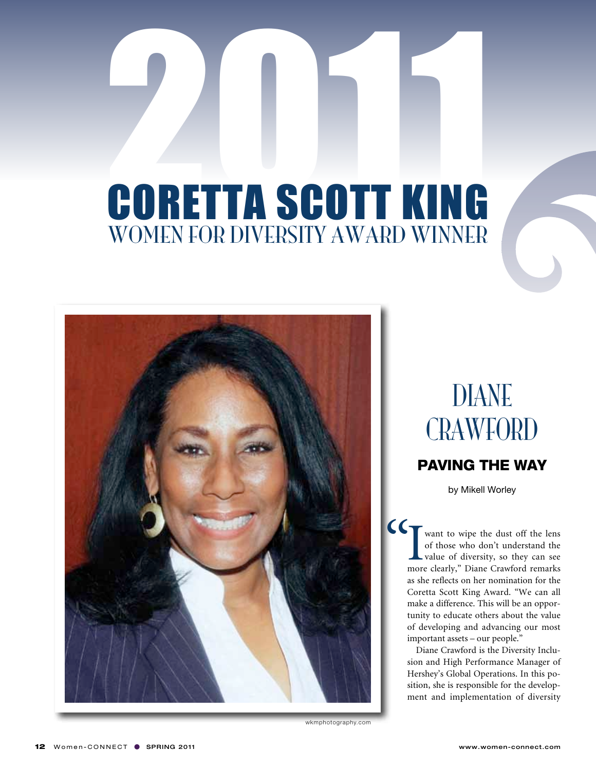# 2011 CORETTA SCOTT KING WOMEN FOR DIVERSITY AWARD WINNER

wkmphotography.com

## DIANE CRAWFORD

### PAVING THE WAY

by Mikell Worley

"I want to wipe the dust off the lens of those who don't understand the value of diversity, so they can see more clearly," Diane Crawford remarks as she reflects on her nomination for the Coretta Scott King Award. "We can all make a difference. This will be an opportunity to educate others about the value of developing and advancing our most important assets – our people."

Diane Crawford is the Diversity Inclusion and High Performance Manager of Hershey's Global Operations. In this position, she is responsible for the development and implementation of diversity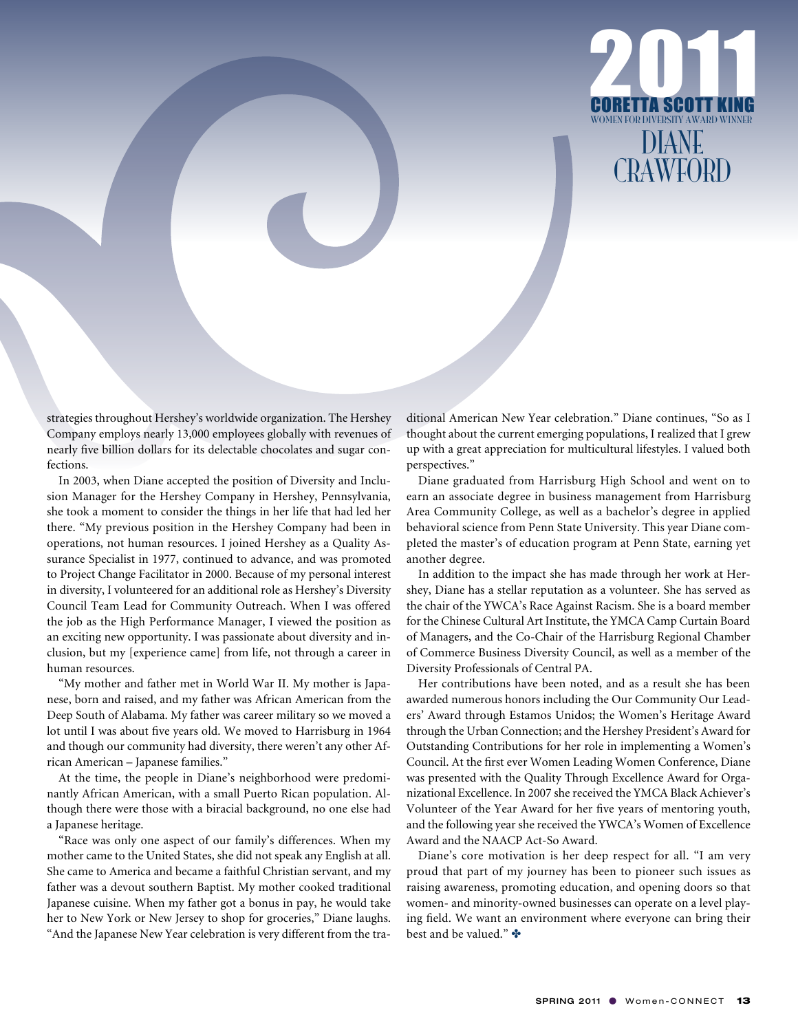# 2011

## CORETTA SCOTT KING

WOMEN FOR DIVERSITY AWARD WINNER

## DIANE CRAWFORD

strategies throughout Hershey's worldwide organization. The Hershey Company employs nearly 13,000 employees globally with revenues of nearly five billion dollars for its delectable chocolates and sugar confections.

In 2003, when Diane accepted the position of Diversity and Inclusion Manager for the Hershey Company in Hershey, Pennsylvania, she took a moment to consider the things in her life that had led her there. "My previous position in the Hershey Company had been in operations, not human resources. I joined Hershey as a Quality Assurance Specialist in 1977, continued to advance, and was promoted to Project Change Facilitator in 2000. Because of my personal interest in diversity, I volunteered for an additional role as Hershey's Diversity Council Team Lead for Community Outreach. When I was offered the job as the High Performance Manager, I viewed the position as an exciting new opportunity. I was passionate about diversity and inclusion, but my [experience came] from life, not through a career in human resources.

"My mother and father met in World War II. My mother is Japanese, born and raised, and my father was African American from the Deep South of Alabama. My father was career military so we moved a lot until I was about five years old. We moved to Harrisburg in 1964 and though our community had diversity, there weren't any other African American – Japanese families."

At the time, the people in Diane's neighborhood were predominantly African American, with a small Puerto Rican population. Although there were those with a biracial background, no one else had a Japanese heritage.

"Race was only one aspect of our family's differences. When my mother came to the United States, she did not speak any English at all. She came to America and became a faithful Christian servant, and my father was a devout southern Baptist. My mother cooked traditional Japanese cuisine. When my father got a bonus in pay, he would take her to New York or New Jersey to shop for groceries," Diane laughs. "And the Japanese New Year celebration is very different from the traditional American New Year celebration." Diane continues, "So as I thought about the current emerging populations, I realized that I grew up with a great appreciation for multicultural lifestyles. I valued both perspectives."

Diane graduated from Harrisburg High School and went on to earn an associate degree in business management from Harrisburg Area Community College, as well as a bachelor's degree in applied behavioral science from Penn State University. This year Diane completed the master's of education program at Penn State, earning yet another degree.

In addition to the impact she has made through her work at Hershey, Diane has a stellar reputation as a volunteer. She has served as the chair of the YWCA's Race Against Racism. She is a board member for the Chinese Cultural Art Institute, the YMCA Camp Curtain Board of Managers, and the Co-Chair of the Harrisburg Regional Chamber of Commerce Business Diversity Council, as well as a member of the Diversity Professionals of Central PA.

Her contributions have been noted, and as a result she has been awarded numerous honors including the Our Community Our Leaders' Award through Estamos Unidos; the Women's Heritage Award through the Urban Connection; and the Hershey President's Award for Outstanding Contributions for her role in implementing a Women's Council. At the first ever Women Leading Women Conference, Diane was presented with the Quality Through Excellence Award for Organizational Excellence. In 2007 she received the YMCA Black Achiever's Volunteer of the Year Award for her five years of mentoring youth, and the following year she received the YWCA's Women of Excellence Award and the NAACP Act-So Award.

Diane's core motivation is her deep respect for all. "I am very proud that part of my journey has been to pioneer such issues as raising awareness, promoting education, and opening doors so that women- and minority-owned businesses can operate on a level playing field. We want an environment where everyone can bring their best and be valued." ✤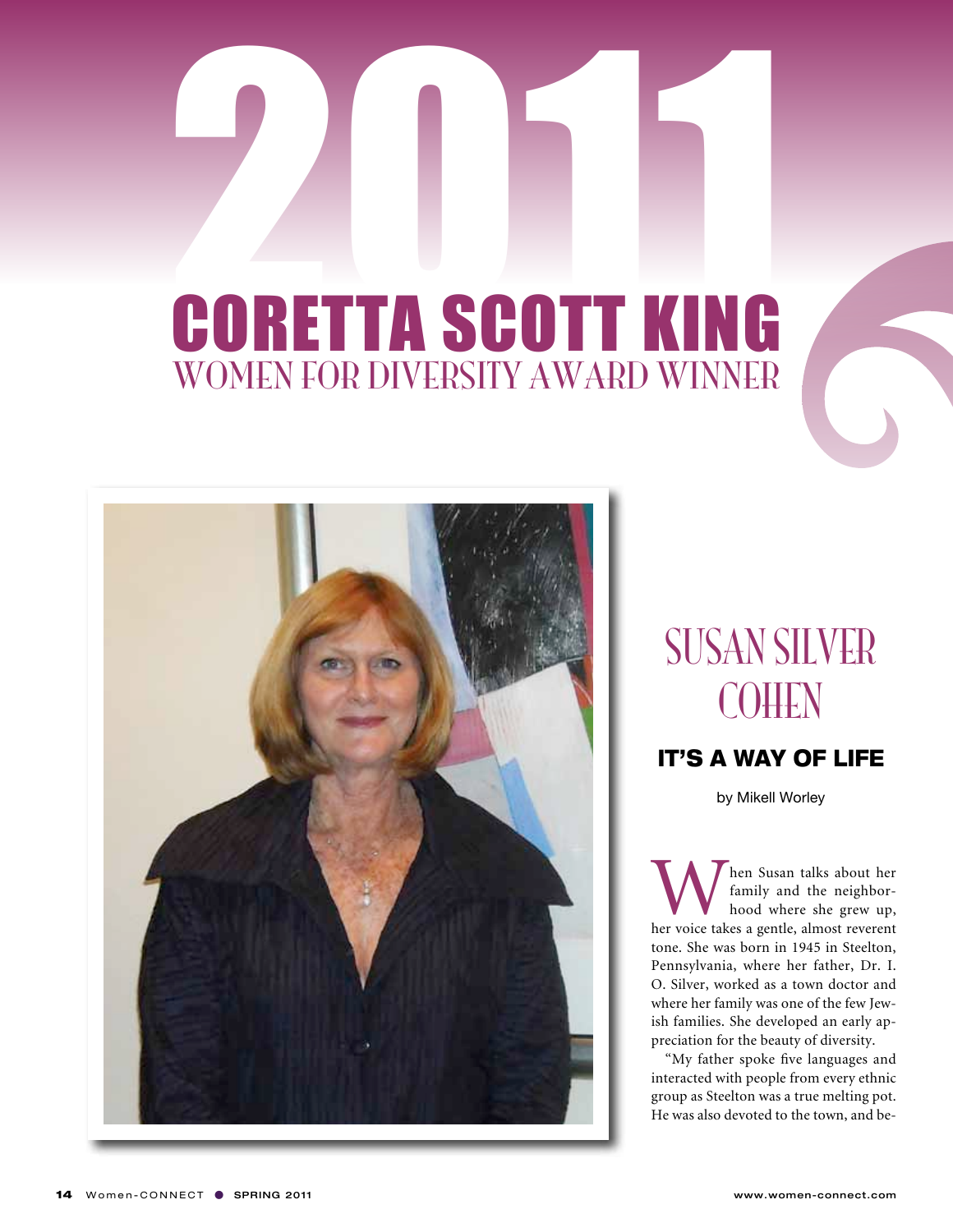# 2011 CORETTA SCOTT KING WOMEN FOR DIVERSITY AWARD WINNER

## SUSAN SILVER COHEN

### IT'S A WAY OF LIFE

by Mikell Worley

When Susan talks about her family and the neighborhood where she grew up, her voice takes a gentle, almost reverent tone. She was born in 1945 in Steelton, Pennsylvania, where her father, Dr. I. O. Silver, worked as a town doctor and where her family was one of the few Jewish families. She developed an early appreciation for the beauty of diversity.

"My father spoke five languages and interacted with people from every ethnic group as Steelton was a true melting pot. He was also devoted to the town, and be-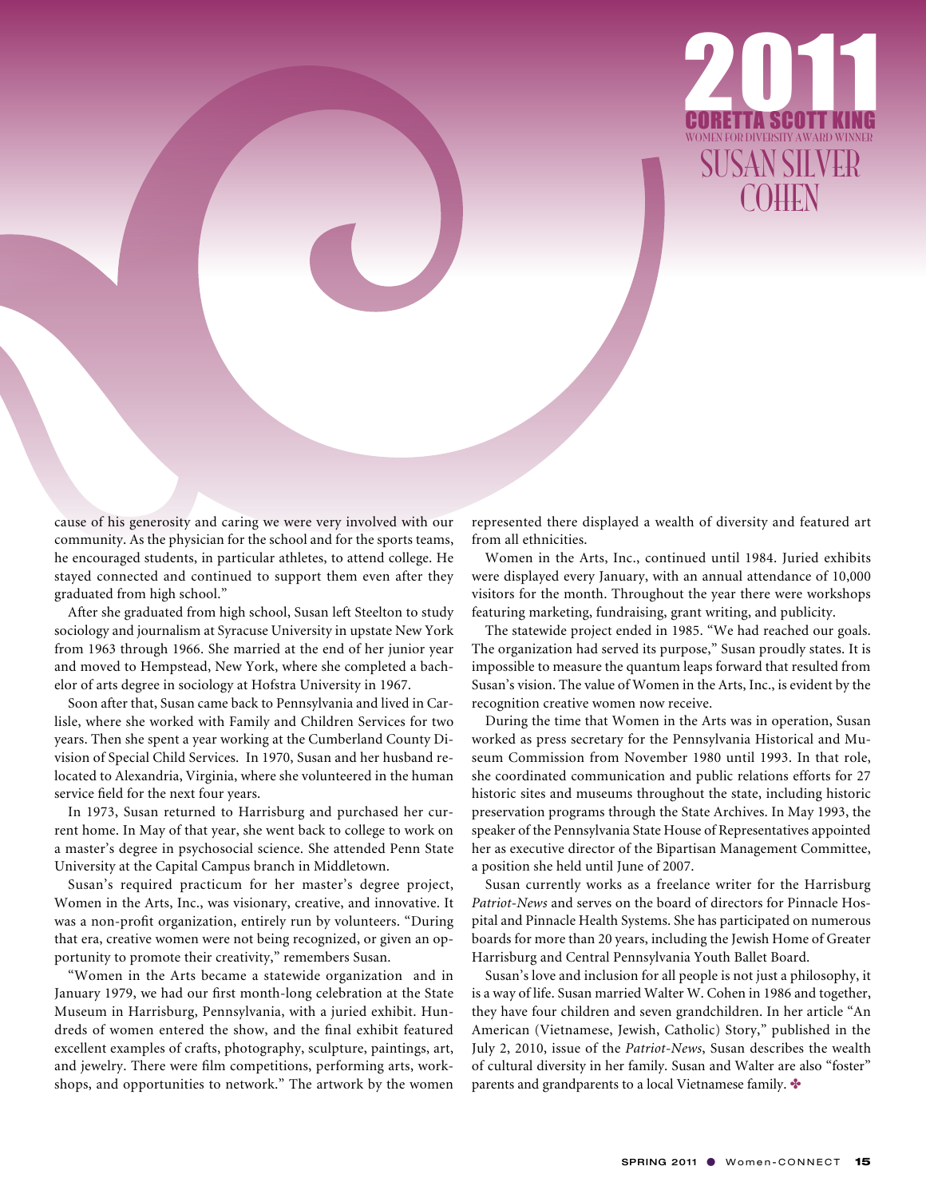# 2011

## CORETTA SCOTT KING

WOMEN FOR DIVERSITY AWARD WINNER

## SUSAN SILVER COHEN

cause of his generosity and caring we were very involved with our community. As the physician for the school and for the sports teams, he encouraged students, in particular athletes, to attend college. He stayed connected and continued to support them even after they graduated from high school."

After she graduated from high school, Susan left Steelton to study sociology and journalism at Syracuse University in upstate New York from 1963 through 1966. She married at the end of her junior year and moved to Hempstead, New York, where she completed a bachelor of arts degree in sociology at Hofstra University in 1967.

Soon after that, Susan came back to Pennsylvania and lived in Carlisle, where she worked with Family and Children Services for two years. Then she spent a year working at the Cumberland County Division of Special Child Services. In 1970, Susan and her husband relocated to Alexandria, Virginia, where she volunteered in the human service field for the next four years.

In 1973, Susan returned to Harrisburg and purchased her current home. In May of that year, she went back to college to work on a master's degree in psychosocial science. She attended Penn State University at the Capital Campus branch in Middletown.

Susan's required practicum for her master's degree project, Women in the Arts, Inc., was visionary, creative, and innovative. It was a non-profit organization, entirely run by volunteers. "During that era, creative women were not being recognized, or given an opportunity to promote their creativity," remembers Susan.

"Women in the Arts became a statewide organization and in January 1979, we had our first month-long celebration at the State Museum in Harrisburg, Pennsylvania, with a juried exhibit. Hundreds of women entered the show, and the final exhibit featured excellent examples of crafts, photography, sculpture, paintings, art, and jewelry. There were film competitions, performing arts, workshops, and opportunities to network." The artwork by the women represented there displayed a wealth of diversity and featured art from all ethnicities.

Women in the Arts, Inc., continued until 1984. Juried exhibits were displayed every January, with an annual attendance of 10,000 visitors for the month. Throughout the year there were workshops featuring marketing, fundraising, grant writing, and publicity.

The statewide project ended in 1985. "We had reached our goals. The organization had served its purpose," Susan proudly states. It is impossible to measure the quantum leaps forward that resulted from Susan's vision. The value of Women in the Arts, Inc., is evident by the recognition creative women now receive.

During the time that Women in the Arts was in operation, Susan worked as press secretary for the Pennsylvania Historical and Museum Commission from November 1980 until 1993. In that role, she coordinated communication and public relations efforts for 27 historic sites and museums throughout the state, including historic preservation programs through the State Archives. In May 1993, the speaker of the Pennsylvania State House of Representatives appointed her as executive director of the Bipartisan Management Committee, a position she held until June of 2007.

Susan currently works as a freelance writer for the Harrisburg *Patriot-News* and serves on the board of directors for Pinnacle Hospital and Pinnacle Health Systems. She has participated on numerous boards for more than 20 years, including the Jewish Home of Greater Harrisburg and Central Pennsylvania Youth Ballet Board.

Susan's love and inclusion for all people is not just a philosophy, it is a way of life. Susan married Walter W. Cohen in 1986 and together, they have four children and seven grandchildren. In her article "An American (Vietnamese, Jewish, Catholic) Story," published in the July 2, 2010, issue of the *Patriot-News*, Susan describes the wealth of cultural diversity in her family. Susan and Walter are also "foster" parents and grandparents to a local Vietnamese family. ✤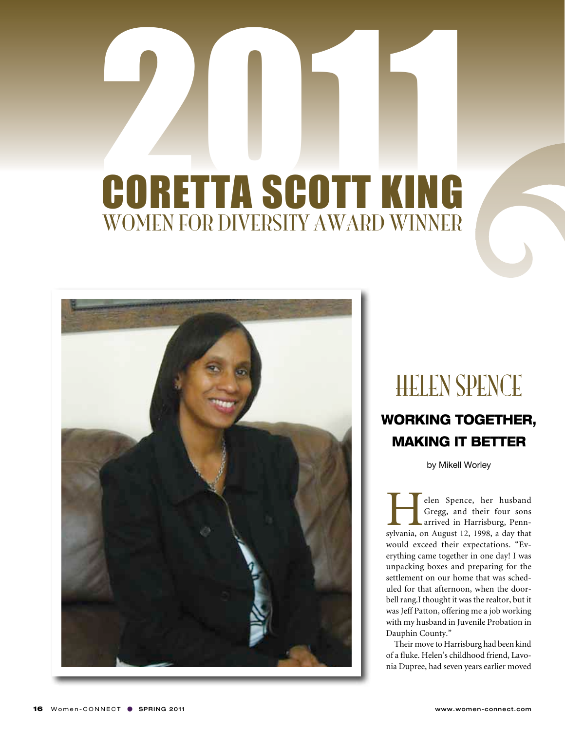# 2011 CORETTA SCOTT KING WOMEN FOR DIVERSITY AWARD WINNER

## HELEN SPENCE

### WORKING TOGETHER, MAKING IT BETTER

by Mikell Worley

Helen Spence, her husband Gregg, and their four sons arrived in Harrisburg, Pennsylvania, on August 12, 1998, a day that would exceed their expectations. "Everything came together in one day! I was unpacking boxes and preparing for the settlement on our home that was scheduled for that afternoon, when the doorbell rang.I thought it was the realtor, but it was Jeff Patton, offering me a job working with my husband in Juvenile Probation in Dauphin County."

Their move to Harrisburg had been kind of a fluke. Helen's childhood friend, Lavonia Dupree, had seven years earlier moved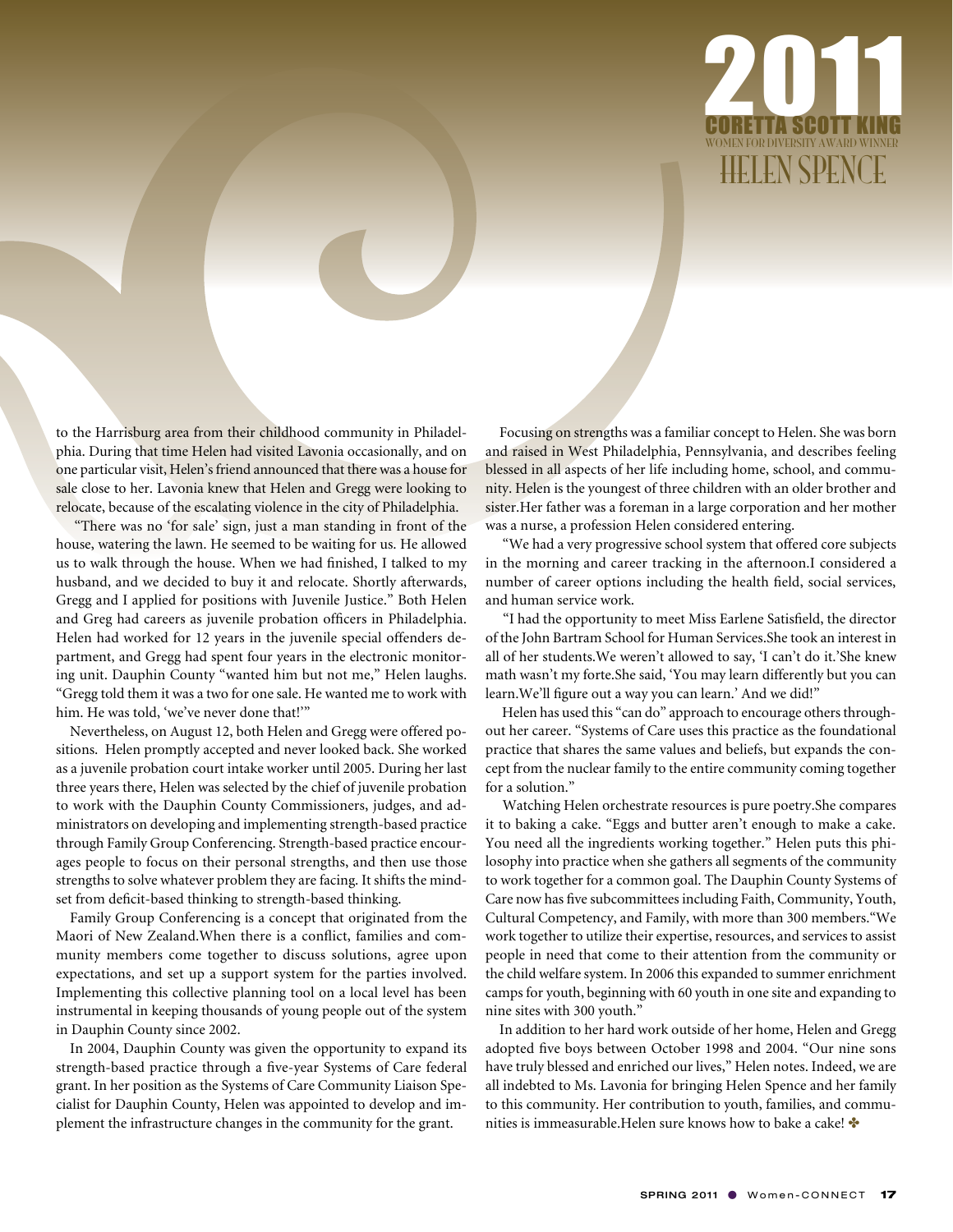# 2011

## CORETTA SCOTT KING

WOMEN FOR DIVERSITY AWARD WINNER

## HELEN SPENCE

to the Harrisburg area from their childhood community in Philadelphia. During that time Helen had visited Lavonia occasionally, and on one particular visit, Helen's friend announced that there was a house for sale close to her. Lavonia knew that Helen and Gregg were looking to relocate, because of the escalating violence in the city of Philadelphia.

"There was no 'for sale' sign, just a man standing in front of the house, watering the lawn. He seemed to be waiting for us. He allowed us to walk through the house. When we had finished, I talked to my husband, and we decided to buy it and relocate. Shortly afterwards, Gregg and I applied for positions with Juvenile Justice." Both Helen and Greg had careers as juvenile probation officers in Philadelphia. Helen had worked for 12 years in the juvenile special offenders department, and Gregg had spent four years in the electronic monitoring unit. Dauphin County "wanted him but not me," Helen laughs. "Gregg told them it was a two for one sale. He wanted me to work with him. He was told, 'we've never done that!'"

Nevertheless, on August 12, both Helen and Gregg were offered positions. Helen promptly accepted and never looked back. She worked as a juvenile probation court intake worker until 2005. During her last three years there, Helen was selected by the chief of juvenile probation to work with the Dauphin County Commissioners, judges, and administrators on developing and implementing strength-based practice through Family Group Conferencing. Strength-based practice encourages people to focus on their personal strengths, and then use those strengths to solve whatever problem they are facing. It shifts the mindset from deficit-based thinking to strength-based thinking.

Family Group Conferencing is a concept that originated from the Maori of New Zealand.When there is a conflict, families and community members come together to discuss solutions, agree upon expectations, and set up a support system for the parties involved. Implementing this collective planning tool on a local level has been instrumental in keeping thousands of young people out of the system in Dauphin County since 2002.

In 2004, Dauphin County was given the opportunity to expand its strength-based practice through a five-year Systems of Care federal grant. In her position as the Systems of Care Community Liaison Specialist for Dauphin County, Helen was appointed to develop and implement the infrastructure changes in the community for the grant.

Focusing on strengths was a familiar concept to Helen. She was born and raised in West Philadelphia, Pennsylvania, and describes feeling blessed in all aspects of her life including home, school, and community. Helen is the youngest of three children with an older brother and sister.Her father was a foreman in a large corporation and her mother was a nurse, a profession Helen considered entering.

"We had a very progressive school system that offered core subjects in the morning and career tracking in the afternoon.I considered a number of career options including the health field, social services, and human service work.

"I had the opportunity to meet Miss Earlene Satisfield, the director of the John Bartram School for Human Services.She took an interest in all of her students.We weren't allowed to say, 'I can't do it.'She knew math wasn't my forte.She said, 'You may learn differently but you can learn.We'll figure out a way you can learn.' And we did!"

Helen has used this "can do" approach to encourage others throughout her career. "Systems of Care uses this practice as the foundational practice that shares the same values and beliefs, but expands the concept from the nuclear family to the entire community coming together for a solution."

Watching Helen orchestrate resources is pure poetry.She compares it to baking a cake. "Eggs and butter aren't enough to make a cake. You need all the ingredients working together." Helen puts this philosophy into practice when she gathers all segments of the community to work together for a common goal. The Dauphin County Systems of Care now has five subcommittees including Faith, Community, Youth, Cultural Competency, and Family, with more than 300 members."We work together to utilize their expertise, resources, and services to assist people in need that come to their attention from the community or the child welfare system. In 2006 this expanded to summer enrichment camps for youth, beginning with 60 youth in one site and expanding to nine sites with 300 youth."

In addition to her hard work outside of her home, Helen and Gregg adopted five boys between October 1998 and 2004. "Our nine sons have truly blessed and enriched our lives," Helen notes. Indeed, we are all indebted to Ms. Lavonia for bringing Helen Spence and her family to this community. Her contribution to youth, families, and communities is immeasurable.Helen sure knows how to bake a cake! ✤